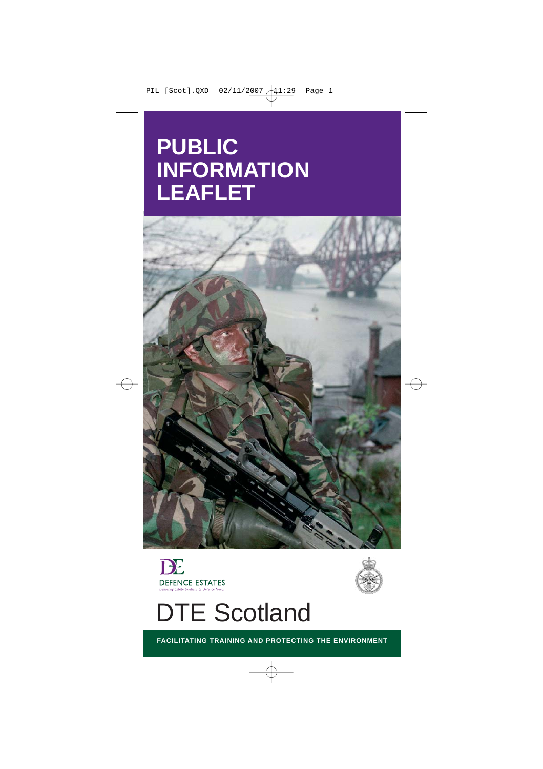# PUBLIC INFORMATION LEAFLET

DEFENCE ESTATES

*Delivering Estate Solutions to Defence Needs*

# DTE Scotland

**FACILITATING TRAINING AND PROTECTING THE ENVIRONMENT**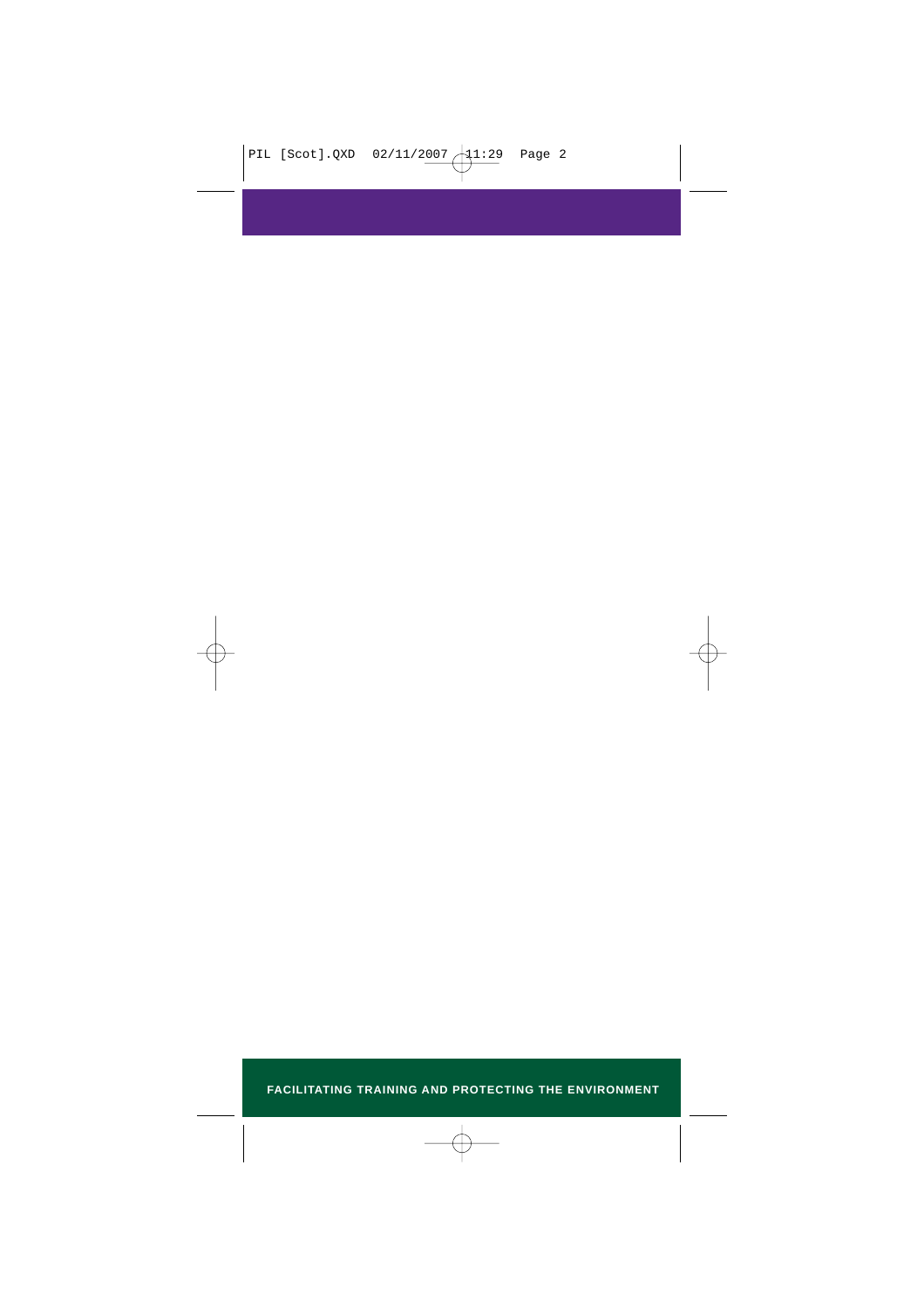FACILITATING TRAINING AND PROTECTING THE ENVIRONMENT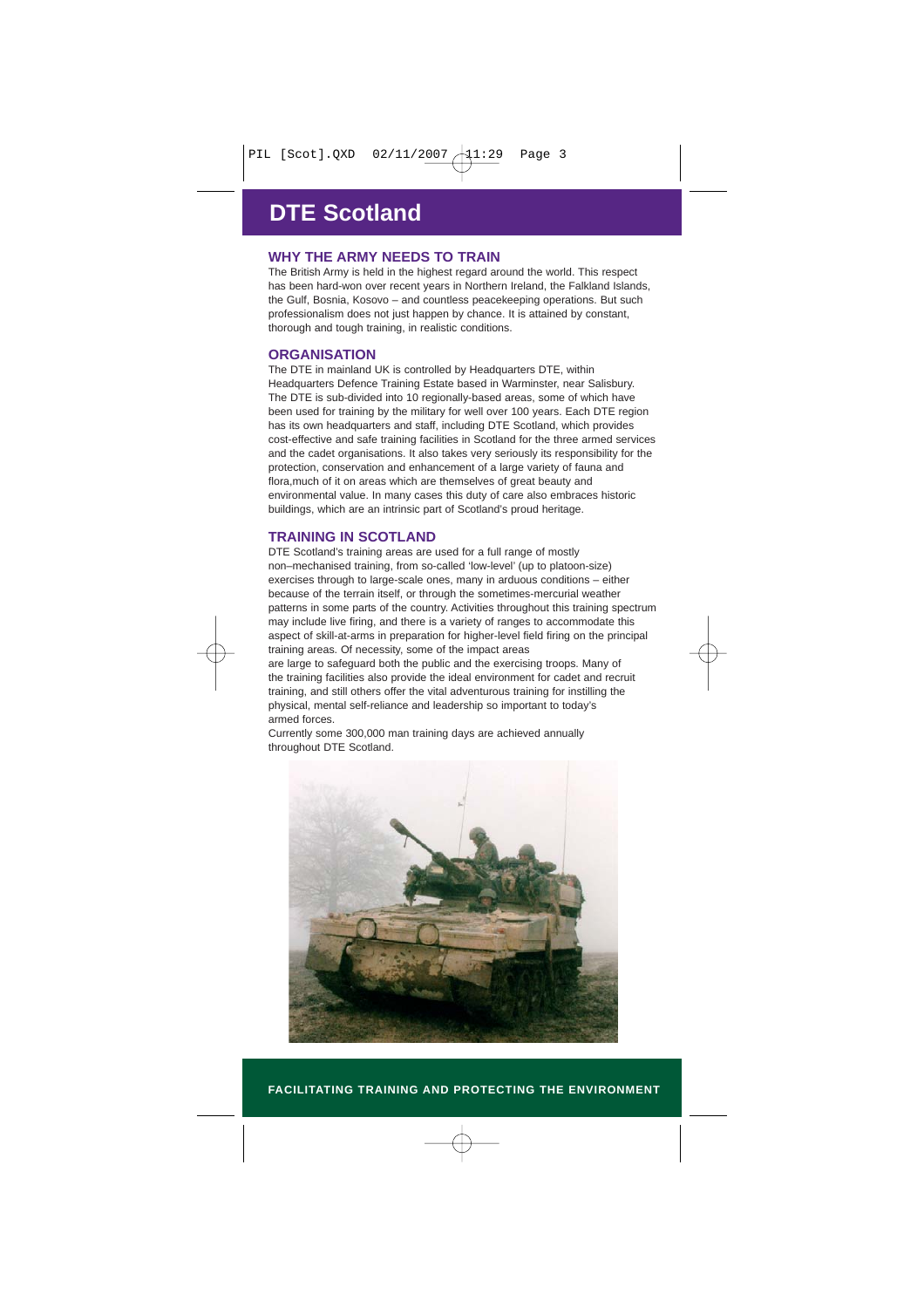# DTE Scotland

## WHY THE ARMY NEEDS TO TRAIN

The British Army is held in the highest regard around the world. This respect has been hard-won over recent years in Northern Ireland, the Falkland Islands, the Gulf, Bosnia, Kosovo – and countless peacekeeping operations. But such professionalism does not just happen by chance. It is attained by constant, thorough and tough training, in realistic conditions.

## ORGANISATION

The DTE in mainland UK is controlled by Headquarters DTE, within Headquarters Defence Training Estate based in Warminster, near Salisbury. The DTE is sub-divided into 10 regionally-based areas, some of which have been used for training by the military for well over 100 years. Each DTE region has its own headquarters and staff, including DTE Scotland, which provides cost-effective and safe training facilities in Scotland for the three armed services and the cadet organisations. It also takes very seriously its responsibility for the protection, conservation and enhancement of a large variety of fauna and flora,much of it on areas which are themselves of great beauty and environmental value. In many cases this duty of care also embraces historic buildings, which are an intrinsic part of Scotland's proud heritage.

## TRAINING IN SCOTLAND

DTE Scotland's training areas are used for a full range of mostly non–mechanised training, from so-called 'low-level' (up to platoon-size) exercises through to large-scale ones, many in arduous conditions – either because of the terrain itself, or through the sometimes-mercurial weather patterns in some parts of the country. Activities throughout this training spectrum may include live firing, and there is a variety of ranges to accommodate this aspect of skill-at-arms in preparation for higher-level field firing on the principal training areas. Of necessity, some of the impact areas are large to safeguard both the public and the exercising troops. Many of the training facilities also provide the ideal environment for cadet and recruit training, and still others offer the vital adventurous training for instilling the physical, mental self-reliance and leadership so important to today's armed forces.

Currently some 300,000 man training days are achieved annually throughout DTE Scotland.

FACILITATING TRAINING AND PROTECTING THE ENVIRONMENT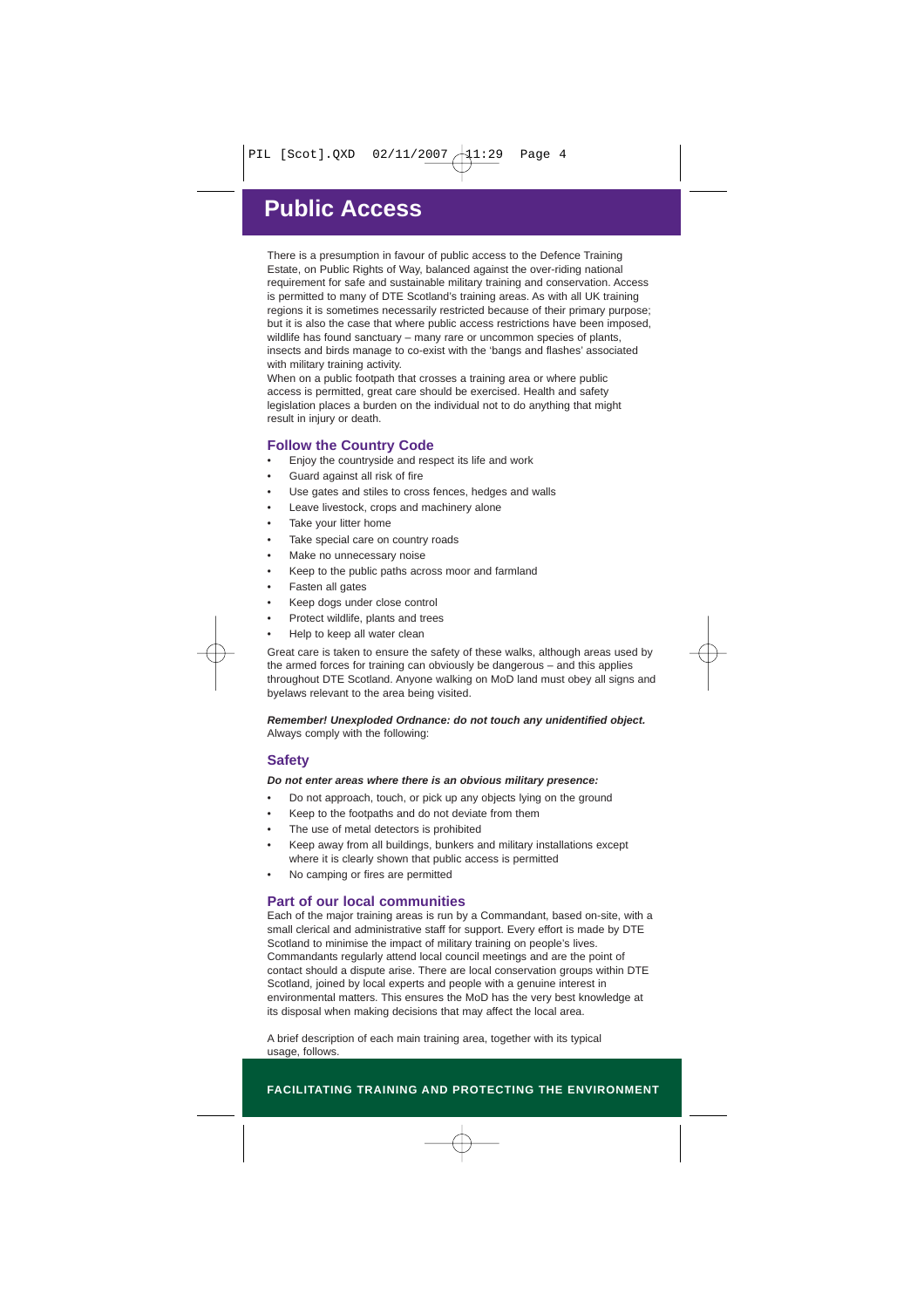# Public Access

There is a presumption in favour of public access to the Defence Training Estate, on Public Rights of Way, balanced against the over-riding national requirement for safe and sustainable military training and conservation. Access is permitted to many of DTE Scotland's training areas. As with all UK training regions it is sometimes necessarily restricted because of their primary purpose; but it is also the case that where public access restrictions have been imposed, wildlife has found sanctuary – many rare or uncommon species of plants, insects and birds manage to co-exist with the 'bangs and flashes' associated with military training activity.

When on a public footpath that crosses a training area or where public access is permitted, great care should be exercised. Health and safety legislation places a burden on the individual not to do anything that might result in injury or death.

## Follow the Country Code

- Enjoy the countryside and respect its life and work
- Guard against all risk of fire
- Use gates and stiles to cross fences, hedges and walls
- Leave livestock, crops and machinery alone
- Take your litter home
- Take special care on country roads
- Make no unnecessary noise
- Keep to the public paths across moor and farmland
- Fasten all gates
- Keep dogs under close control
- Protect wildlife, plants and trees
- Help to keep all water clean

Great care is taken to ensure the safety of these walks, although areas used by the armed forces for training can obviously be dangerous – and this applies throughout DTE Scotland. Anyone walking on MoD land must obey all signs and byelaws relevant to the area being visited.

***Remember! Unexploded Ordnance: do not touch any unidentified object.***
Always comply with the following:

## Safety

***Do not enter areas where there is an obvious military presence:***

- Do not approach, touch, or pick up any objects lying on the ground
- Keep to the footpaths and do not deviate from them
- The use of metal detectors is prohibited
- Keep away from all buildings, bunkers and military installations except where it is clearly shown that public access is permitted
- No camping or fires are permitted

## Part of our local communities

Each of the major training areas is run by a Commandant, based on-site, with a small clerical and administrative staff for support. Every effort is made by DTE Scotland to minimise the impact of military training on people's lives. Commandants regularly attend local council meetings and are the point of contact should a dispute arise. There are local conservation groups within DTE Scotland, joined by local experts and people with a genuine interest in environmental matters. This ensures the MoD has the very best knowledge at its disposal when making decisions that may affect the local area.

A brief description of each main training area, together with its typical usage, follows.

**FACILITATING TRAINING AND PROTECTING THE ENVIRONMENT**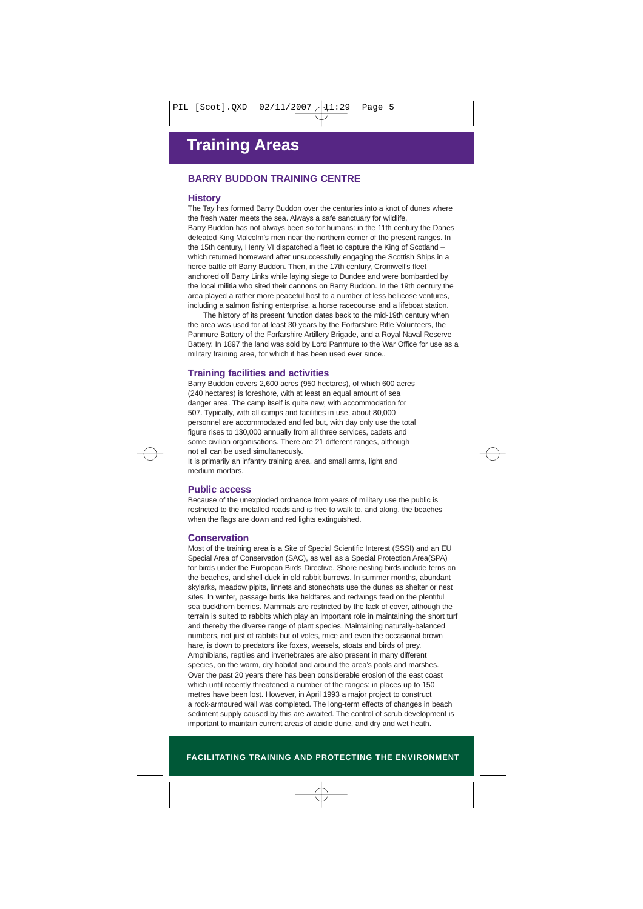# Training Areas

## BARRY BUDDON TRAINING CENTRE

### History

The Tay has formed Barry Buddon over the centuries into a knot of dunes where the fresh water meets the sea. Always a safe sanctuary for wildlife, Barry Buddon has not always been so for humans: in the 11th century the Danes defeated King Malcolm's men near the northern corner of the present ranges. In the 15th century, Henry VI dispatched a fleet to capture the King of Scotland – which returned homeward after unsuccessfully engaging the Scottish Ships in a fierce battle off Barry Buddon. Then, in the 17th century, Cromwell's fleet anchored off Barry Links while laying siege to Dundee and were bombarded by the local militia who sited their cannons on Barry Buddon. In the 19th century the area played a rather more peaceful host to a number of less bellicose ventures, including a salmon fishing enterprise, a horse racecourse and a lifeboat station.

The history of its present function dates back to the mid-19th century when the area was used for at least 30 years by the Forfarshire Rifle Volunteers, the Panmure Battery of the Forfarshire Artillery Brigade, and a Royal Naval Reserve Battery. In 1897 the land was sold by Lord Panmure to the War Office for use as a military training area, for which it has been used ever since..

### Training facilities and activities

Barry Buddon covers 2,600 acres (950 hectares), of which 600 acres (240 hectares) is foreshore, with at least an equal amount of sea danger area. The camp itself is quite new, with accommodation for 507. Typically, with all camps and facilities in use, about 80,000 personnel are accommodated and fed but, with day only use the total figure rises to 130,000 annually from all three services, cadets and some civilian organisations. There are 21 different ranges, although not all can be used simultaneously.

It is primarily an infantry training area, and small arms, light and medium mortars.

### Public access

Because of the unexploded ordnance from years of military use the public is restricted to the metalled roads and is free to walk to, and along, the beaches when the flags are down and red lights extinguished.

### Conservation

Most of the training area is a Site of Special Scientific Interest (SSSI) and an EU Special Area of Conservation (SAC), as well as a Special Protection Area(SPA) for birds under the European Birds Directive. Shore nesting birds include terns on the beaches, and shell duck in old rabbit burrows. In summer months, abundant skylarks, meadow pipits, linnets and stonechats use the dunes as shelter or nest sites. In winter, passage birds like fieldfares and redwings feed on the plentiful sea buckthorn berries. Mammals are restricted by the lack of cover, although the terrain is suited to rabbits which play an important role in maintaining the short turf and thereby the diverse range of plant species. Maintaining naturally-balanced numbers, not just of rabbits but of voles, mice and even the occasional brown hare, is down to predators like foxes, weasels, stoats and birds of prey. Amphibians, reptiles and invertebrates are also present in many different species, on the warm, dry habitat and around the area's pools and marshes. Over the past 20 years there has been considerable erosion of the east coast which until recently threatened a number of the ranges: in places up to 150 metres have been lost. However, in April 1993 a major project to construct a rock-armoured wall was completed. The long-term effects of changes in beach sediment supply caused by this are awaited. The control of scrub development is important to maintain current areas of acidic dune, and dry and wet heath.

**FACILITATING TRAINING AND PROTECTING THE ENVIRONMENT**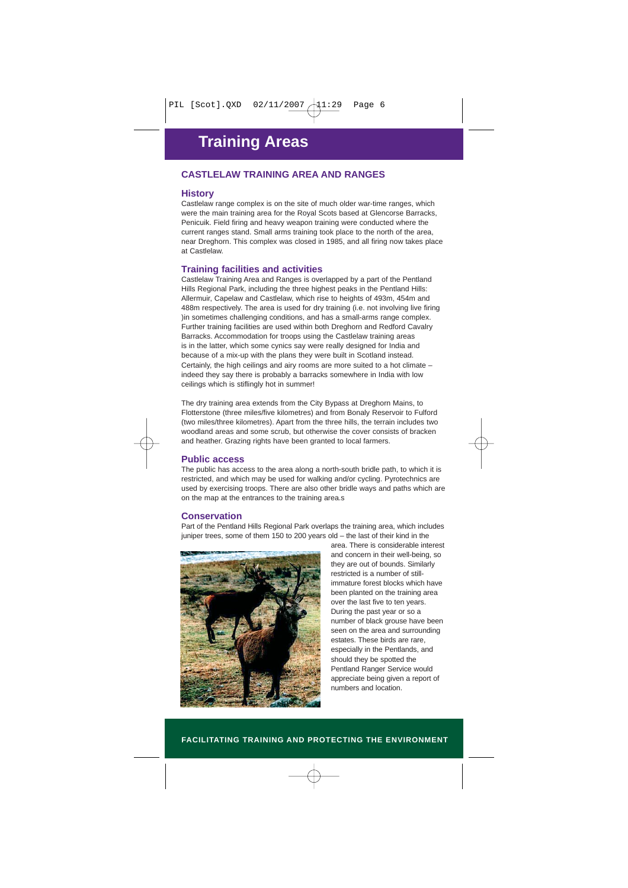# Training Areas

## CASTLELAW TRAINING AREA AND RANGES

### History

Castlelaw range complex is on the site of much older war-time ranges, which were the main training area for the Royal Scots based at Glencorse Barracks, Penicuik. Field firing and heavy weapon training were conducted where the current ranges stand. Small arms training took place to the north of the area, near Dreghorn. This complex was closed in 1985, and all firing now takes place at Castlelaw.

### Training facilities and activities

Castlelaw Training Area and Ranges is overlapped by a part of the Pentland Hills Regional Park, including the three highest peaks in the Pentland Hills: Allermuir, Capelaw and Castlelaw, which rise to heights of 493m, 454m and 488m respectively. The area is used for dry training (i.e. not involving live firing )in sometimes challenging conditions, and has a small-arms range complex. Further training facilities are used within both Dreghorn and Redford Cavalry Barracks. Accommodation for troops using the Castlelaw training areas is in the latter, which some cynics say were really designed for India and because of a mix-up with the plans they were built in Scotland instead. Certainly, the high ceilings and airy rooms are more suited to a hot climate – indeed they say there is probably a barracks somewhere in India with low ceilings which is stiflingly hot in summer!

The dry training area extends from the City Bypass at Dreghorn Mains, to Flotterstone (three miles/five kilometres) and from Bonaly Reservoir to Fulford (two miles/three kilometres). Apart from the three hills, the terrain includes two woodland areas and some scrub, but otherwise the cover consists of bracken and heather. Grazing rights have been granted to local farmers.

### Public access

The public has access to the area along a north-south bridle path, to which it is restricted, and which may be used for walking and/or cycling. Pyrotechnics are used by exercising troops. There are also other bridle ways and paths which are on the map at the entrances to the training area.s

### Conservation

Part of the Pentland Hills Regional Park overlaps the training area, which includes juniper trees, some of them 150 to 200 years old – the last of their kind in the area. There is considerable interest and concern in their well-being, so they are out of bounds. Similarly restricted is a number of still-immature forest blocks which have been planted on the training area over the last five to ten years. During the past year or so a number of black grouse have been seen on the area and surrounding estates. These birds are rare, especially in the Pentlands, and should they be spotted the Pentland Ranger Service would appreciate being given a report of numbers and location.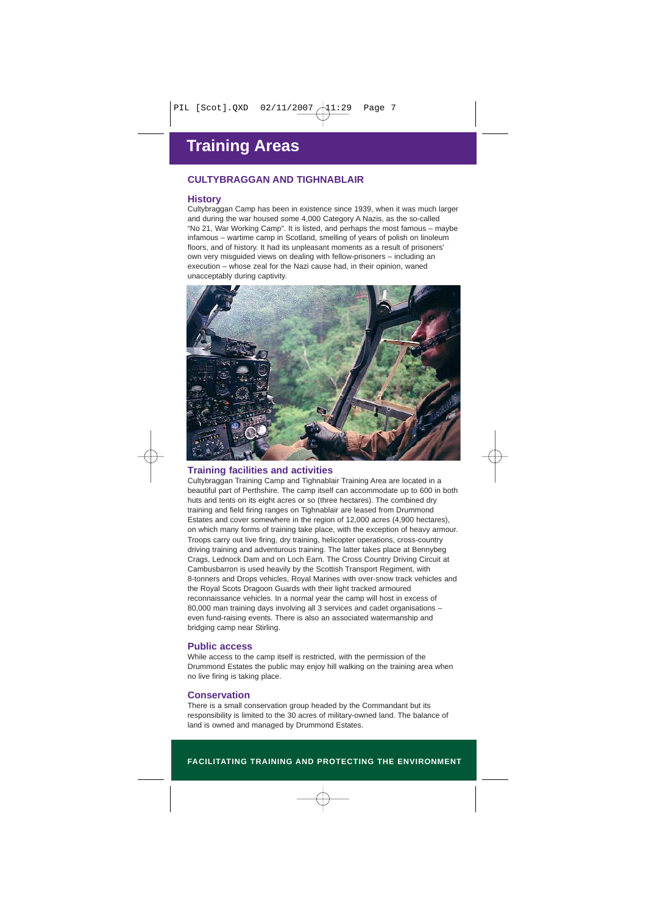# Training Areas

## CULTYBRAGGAN AND TIGHNABLAIR

### History

Cultybraggan Camp has been in existence since 1939, when it was much larger and during the war housed some 4,000 Category A Nazis, as the so-called "No 21, War Working Camp". It is listed, and perhaps the most famous – maybe infamous – wartime camp in Scotland, smelling of years of polish on linoleum floors, and of history. It had its unpleasant moments as a result of prisoners' own very misguided views on dealing with fellow-prisoners – including an execution – whose zeal for the Nazi cause had, in their opinion, waned unacceptably during captivity.

### Training facilities and activities

Cultybraggan Training Camp and Tighnablair Training Area are located in a beautiful part of Perthshire. The camp itself can accommodate up to 600 in both huts and tents on its eight acres or so (three hectares). The combined dry training and field firing ranges on Tighnablair are leased from Drummond Estates and cover somewhere in the region of 12,000 acres (4,900 hectares), on which many forms of training take place, with the exception of heavy armour. Troops carry out live firing, dry training, helicopter operations, cross-country driving training and adventurous training. The latter takes place at Bennybeg Crags, Lednock Dam and on Loch Earn. The Cross Country Driving Circuit at Cambusbarron is used heavily by the Scottish Transport Regiment, with 8-tonners and Drops vehicles, Royal Marines with over-snow track vehicles and the Royal Scots Dragoon Guards with their light tracked armoured reconnaissance vehicles. In a normal year the camp will host in excess of 80,000 man training days involving all 3 services and cadet organisations – even fund-raising events. There is also an associated watermanship and bridging camp near Stirling.

### Public access

While access to the camp itself is restricted, with the permission of the Drummond Estates the public may enjoy hill walking on the training area when no live firing is taking place.

### Conservation

There is a small conservation group headed by the Commandant but its responsibility is limited to the 30 acres of military-owned land. The balance of land is owned and managed by Drummond Estates.

**FACILITATING TRAINING AND PROTECTING THE ENVIRONMENT**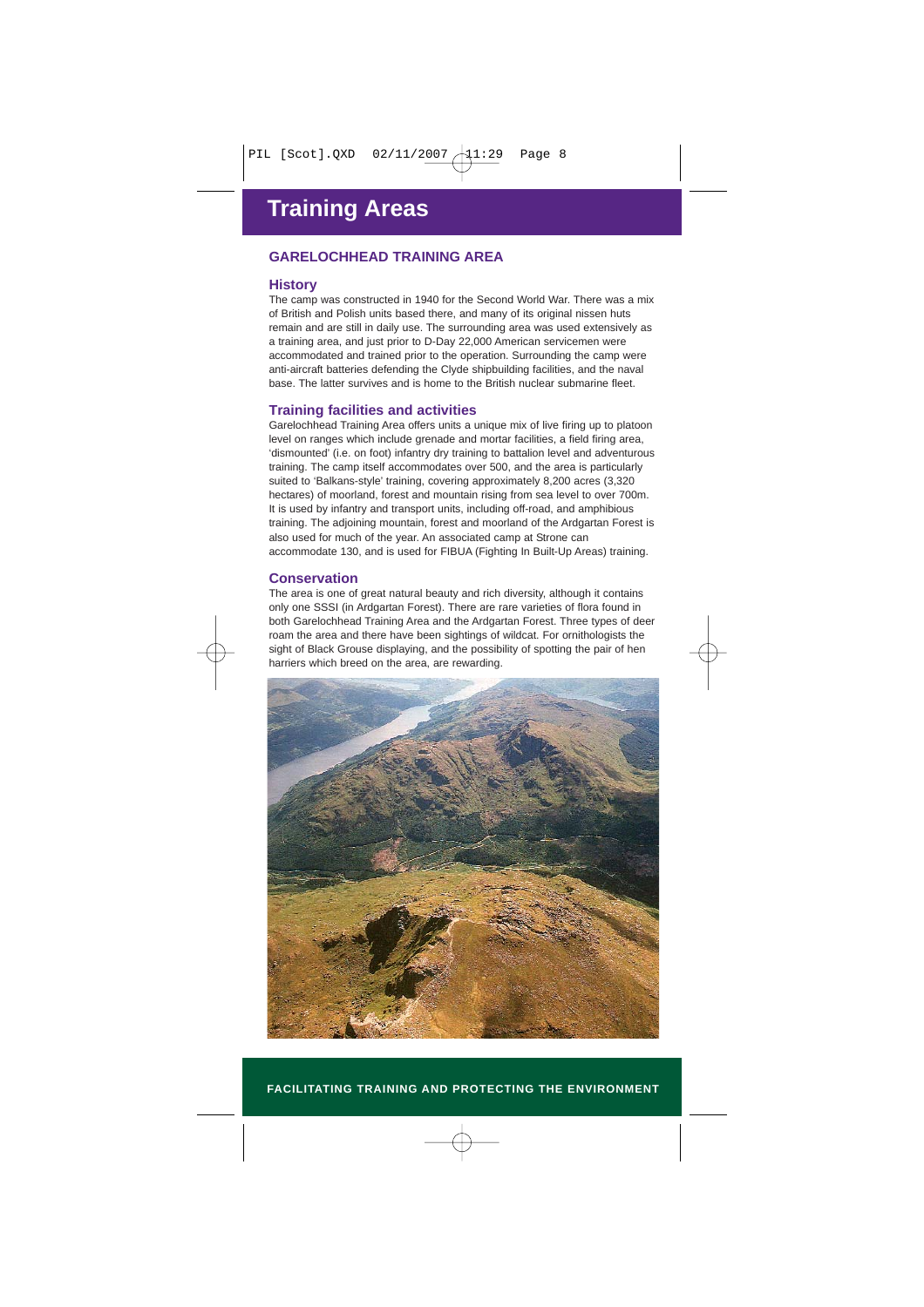# Training Areas

## GARELOCHHEAD TRAINING AREA

### History

The camp was constructed in 1940 for the Second World War. There was a mix of British and Polish units based there, and many of its original nissen huts remain and are still in daily use. The surrounding area was used extensively as a training area, and just prior to D-Day 22,000 American servicemen were accommodated and trained prior to the operation. Surrounding the camp were anti-aircraft batteries defending the Clyde shipbuilding facilities, and the naval base. The latter survives and is home to the British nuclear submarine fleet.

### Training facilities and activities

Garelochhead Training Area offers units a unique mix of live firing up to platoon level on ranges which include grenade and mortar facilities, a field firing area, 'dismounted' (i.e. on foot) infantry dry training to battalion level and adventurous training. The camp itself accommodates over 500, and the area is particularly suited to 'Balkans-style' training, covering approximately 8,200 acres (3,320 hectares) of moorland, forest and mountain rising from sea level to over 700m. It is used by infantry and transport units, including off-road, and amphibious training. The adjoining mountain, forest and moorland of the Ardgartan Forest is also used for much of the year. An associated camp at Strone can accommodate 130, and is used for FIBUA (Fighting In Built-Up Areas) training.

### Conservation

The area is one of great natural beauty and rich diversity, although it contains only one SSSI (in Ardgartan Forest). There are rare varieties of flora found in both Garelochhead Training Area and the Ardgartan Forest. Three types of deer roam the area and there have been sightings of wildcat. For ornithologists the sight of Black Grouse displaying, and the possibility of spotting the pair of hen harriers which breed on the area, are rewarding.

**FACILITATING TRAINING AND PROTECTING THE ENVIRONMENT**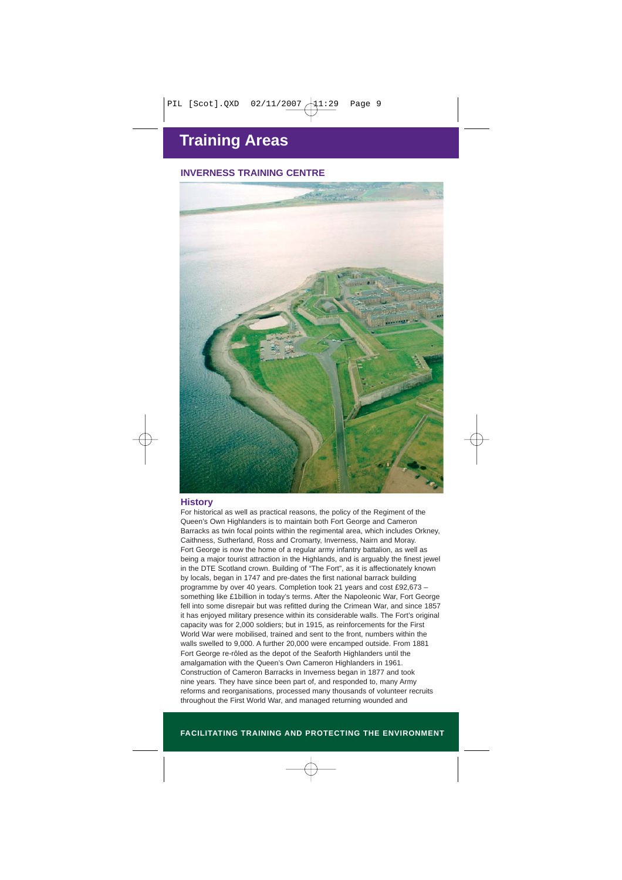# Training Areas

## INVERNESS TRAINING CENTRE

### History

For historical as well as practical reasons, the policy of the Regiment of the Queen's Own Highlanders is to maintain both Fort George and Cameron Barracks as twin focal points within the regimental area, which includes Orkney, Caithness, Sutherland, Ross and Cromarty, Inverness, Nairn and Moray. Fort George is now the home of a regular army infantry battalion, as well as being a major tourist attraction in the Highlands, and is arguably the finest jewel in the DTE Scotland crown. Building of "The Fort", as it is affectionately known by locals, began in 1747 and pre-dates the first national barrack building programme by over 40 years. Completion took 21 years and cost £92,673 – something like £1billion in today's terms. After the Napoleonic War, Fort George fell into some disrepair but was refitted during the Crimean War, and since 1857 it has enjoyed military presence within its considerable walls. The Fort's original capacity was for 2,000 soldiers; but in 1915, as reinforcements for the First World War were mobilised, trained and sent to the front, numbers within the walls swelled to 9,000. A further 20,000 were encamped outside. From 1881 Fort George re-rôled as the depot of the Seaforth Highlanders until the amalgamation with the Queen's Own Cameron Highlanders in 1961.
Construction of Cameron Barracks in Inverness began in 1877 and took nine years. They have since been part of, and responded to, many Army reforms and reorganisations, processed many thousands of volunteer recruits throughout the First World War, and managed returning wounded and

FACILITATING TRAINING AND PROTECTING THE ENVIRONMENT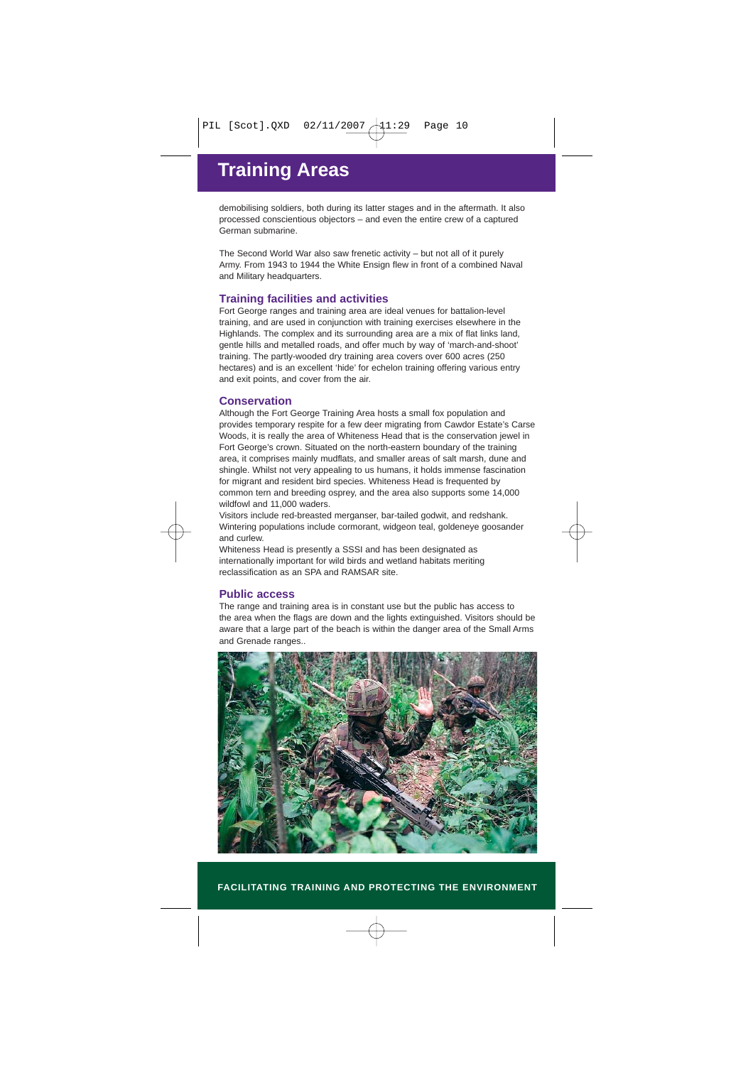# Training Areas

demobilising soldiers, both during its latter stages and in the aftermath. It also processed conscientious objectors – and even the entire crew of a captured German submarine.

The Second World War also saw frenetic activity – but not all of it purely Army. From 1943 to 1944 the White Ensign flew in front of a combined Naval and Military headquarters.

## Training facilities and activities

Fort George ranges and training area are ideal venues for battalion-level training, and are used in conjunction with training exercises elsewhere in the Highlands. The complex and its surrounding area are a mix of flat links land, gentle hills and metalled roads, and offer much by way of 'march-and-shoot' training. The partly-wooded dry training area covers over 600 acres (250 hectares) and is an excellent 'hide' for echelon training offering various entry and exit points, and cover from the air.

## Conservation

Although the Fort George Training Area hosts a small fox population and provides temporary respite for a few deer migrating from Cawdor Estate's Carse Woods, it is really the area of Whiteness Head that is the conservation jewel in Fort George's crown. Situated on the north-eastern boundary of the training area, it comprises mainly mudflats, and smaller areas of salt marsh, dune and shingle. Whilst not very appealing to us humans, it holds immense fascination for migrant and resident bird species. Whiteness Head is frequented by common tern and breeding osprey, and the area also supports some 14,000 wildfowl and 11,000 waders.

Visitors include red-breasted merganser, bar-tailed godwit, and redshank. Wintering populations include cormorant, widgeon teal, goldeneye goosander and curlew.

Whiteness Head is presently a SSSI and has been designated as internationally important for wild birds and wetland habitats meriting reclassification as an SPA and RAMSAR site.

## Public access

The range and training area is in constant use but the public has access to the area when the flags are down and the lights extinguished. Visitors should be aware that a large part of the beach is within the danger area of the Small Arms and Grenade ranges..

FACILITATING TRAINING AND PROTECTING THE ENVIRONMENT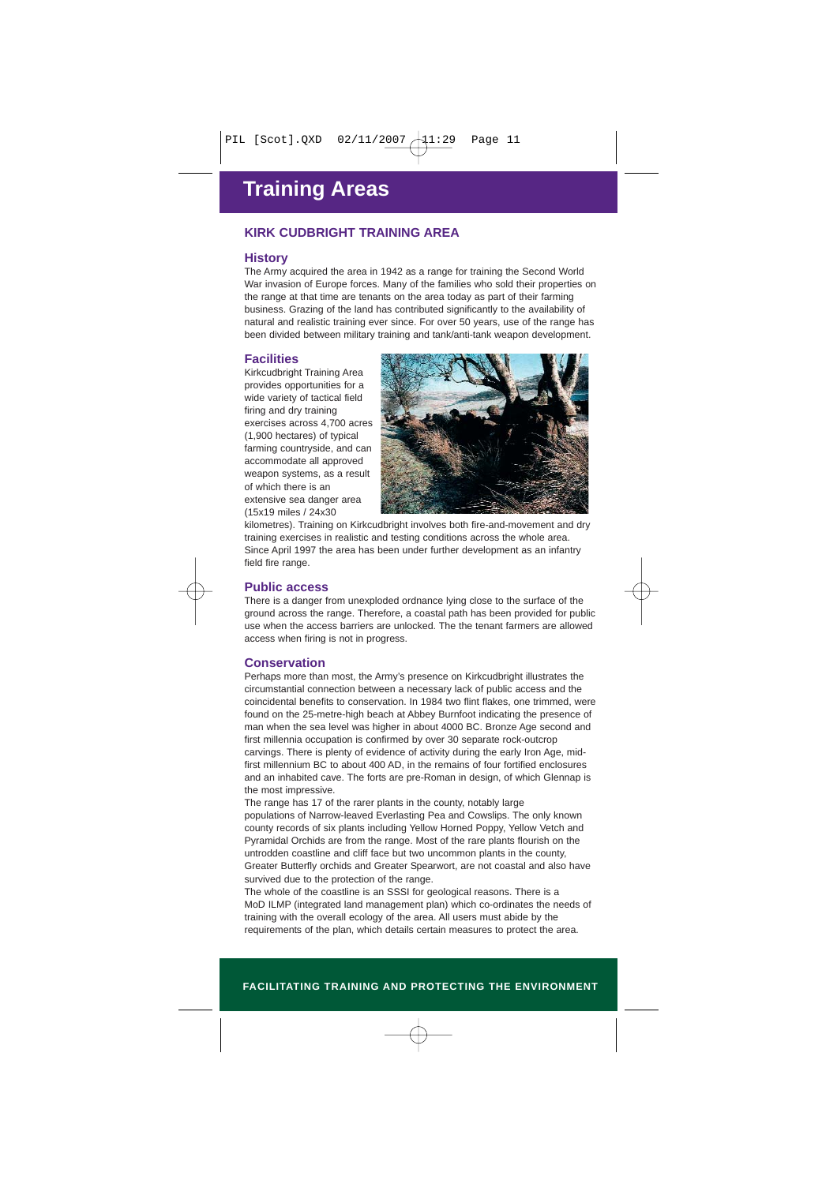# Training Areas

## KIRK CUDBRIGHT TRAINING AREA

### History

The Army acquired the area in 1942 as a range for training the Second World War invasion of Europe forces. Many of the families who sold their properties on the range at that time are tenants on the area today as part of their farming business. Grazing of the land has contributed significantly to the availability of natural and realistic training ever since. For over 50 years, use of the range has been divided between military training and tank/anti-tank weapon development.

### Facilities

Kirkcudbright Training Area provides opportunities for a wide variety of tactical field firing and dry training exercises across 4,700 acres (1,900 hectares) of typical farming countryside, and can accommodate all approved weapon systems, as a result of which there is an extensive sea danger area (15x19 miles / 24x30 kilometres). Training on Kirkcudbright involves both fire-and-movement and dry training exercises in realistic and testing conditions across the whole area. Since April 1997 the area has been under further development as an infantry field fire range.

### Public access

There is a danger from unexploded ordnance lying close to the surface of the ground across the range. Therefore, a coastal path has been provided for public use when the access barriers are unlocked. The the tenant farmers are allowed access when firing is not in progress.

### Conservation

Perhaps more than most, the Army's presence on Kirkcudbright illustrates the circumstantial connection between a necessary lack of public access and the coincidental benefits to conservation. In 1984 two flint flakes, one trimmed, were found on the 25-metre-high beach at Abbey Burnfoot indicating the presence of man when the sea level was higher in about 4000 BC. Bronze Age second and first millennia occupation is confirmed by over 30 separate rock-outcrop carvings. There is plenty of evidence of activity during the early Iron Age, mid-first millennium BC to about 400 AD, in the remains of four fortified enclosures and an inhabited cave. The forts are pre-Roman in design, of which Glennap is the most impressive.

The range has 17 of the rarer plants in the county, notably large populations of Narrow-leaved Everlasting Pea and Cowslips. The only known county records of six plants including Yellow Horned Poppy, Yellow Vetch and Pyramidal Orchids are from the range. Most of the rare plants flourish on the untrodden coastline and cliff face but two uncommon plants in the county, Greater Butterfly orchids and Greater Spearwort, are not coastal and also have survived due to the protection of the range.

The whole of the coastline is an SSSI for geological reasons. There is a MoD ILMP (integrated land management plan) which co-ordinates the needs of training with the overall ecology of the area. All users must abide by the requirements of the plan, which details certain measures to protect the area.

**FACILITATING TRAINING AND PROTECTING THE ENVIRONMENT**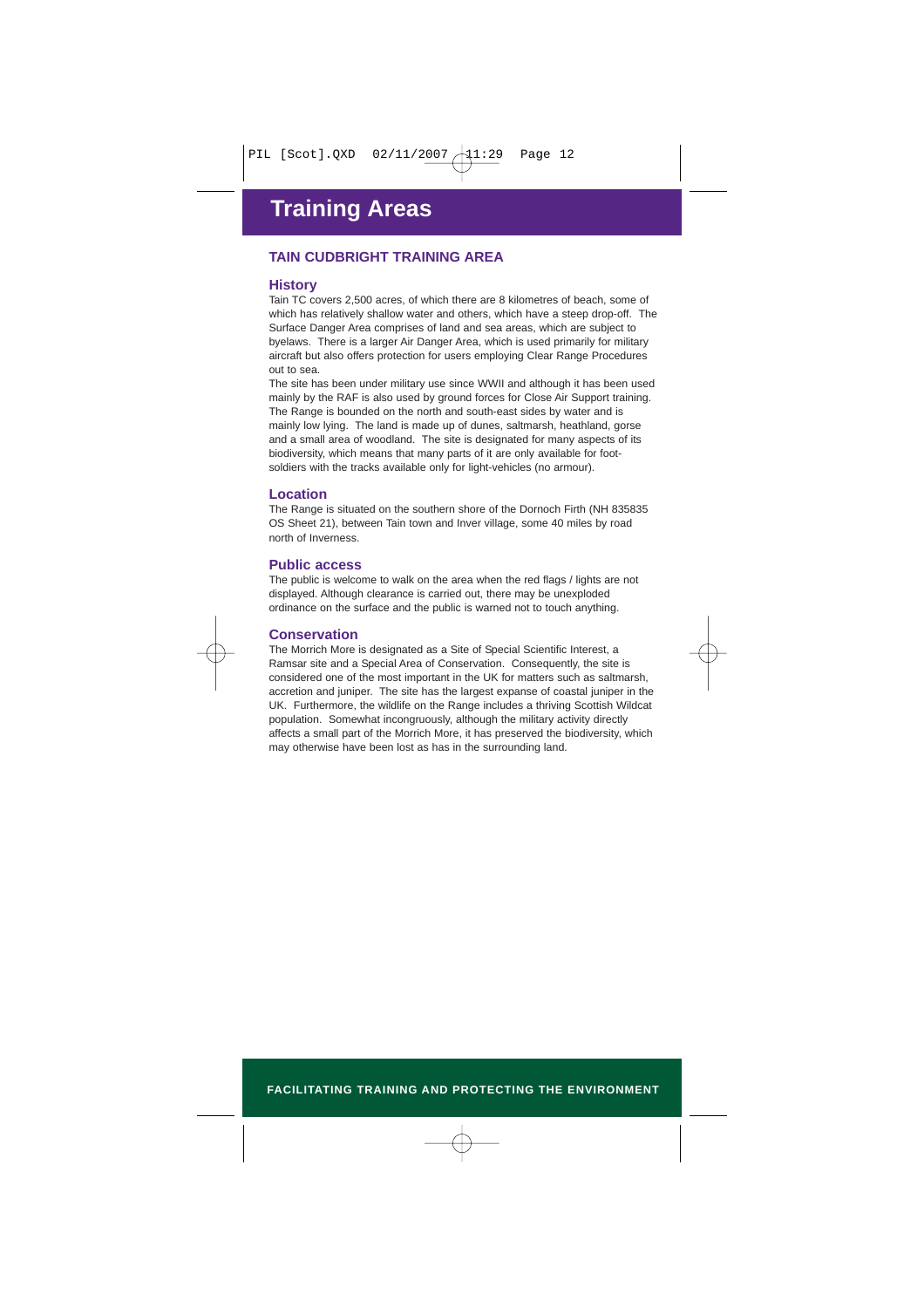# Training Areas

## TAIN CUDBRIGHT TRAINING AREA

### History

Tain TC covers 2,500 acres, of which there are 8 kilometres of beach, some of which has relatively shallow water and others, which have a steep drop-off. The Surface Danger Area comprises of land and sea areas, which are subject to byelaws. There is a larger Air Danger Area, which is used primarily for military aircraft but also offers protection for users employing Clear Range Procedures out to sea.

The site has been under military use since WWII and although it has been used mainly by the RAF is also used by ground forces for Close Air Support training. The Range is bounded on the north and south-east sides by water and is mainly low lying. The land is made up of dunes, saltmarsh, heathland, gorse and a small area of woodland. The site is designated for many aspects of its biodiversity, which means that many parts of it are only available for foot-soldiers with the tracks available only for light-vehicles (no armour).

### Location

The Range is situated on the southern shore of the Dornoch Firth (NH 835835 OS Sheet 21), between Tain town and Inver village, some 40 miles by road north of Inverness.

### Public access

The public is welcome to walk on the area when the red flags / lights are not displayed. Although clearance is carried out, there may be unexploded ordinance on the surface and the public is warned not to touch anything.

### Conservation

The Morrich More is designated as a Site of Special Scientific Interest, a Ramsar site and a Special Area of Conservation. Consequently, the site is considered one of the most important in the UK for matters such as saltmarsh, accretion and juniper. The site has the largest expanse of coastal juniper in the UK. Furthermore, the wildlife on the Range includes a thriving Scottish Wildcat population. Somewhat incongruously, although the military activity directly affects a small part of the Morrich More, it has preserved the biodiversity, which may otherwise have been lost as has in the surrounding land.

**FACILITATING TRAINING AND PROTECTING THE ENVIRONMENT**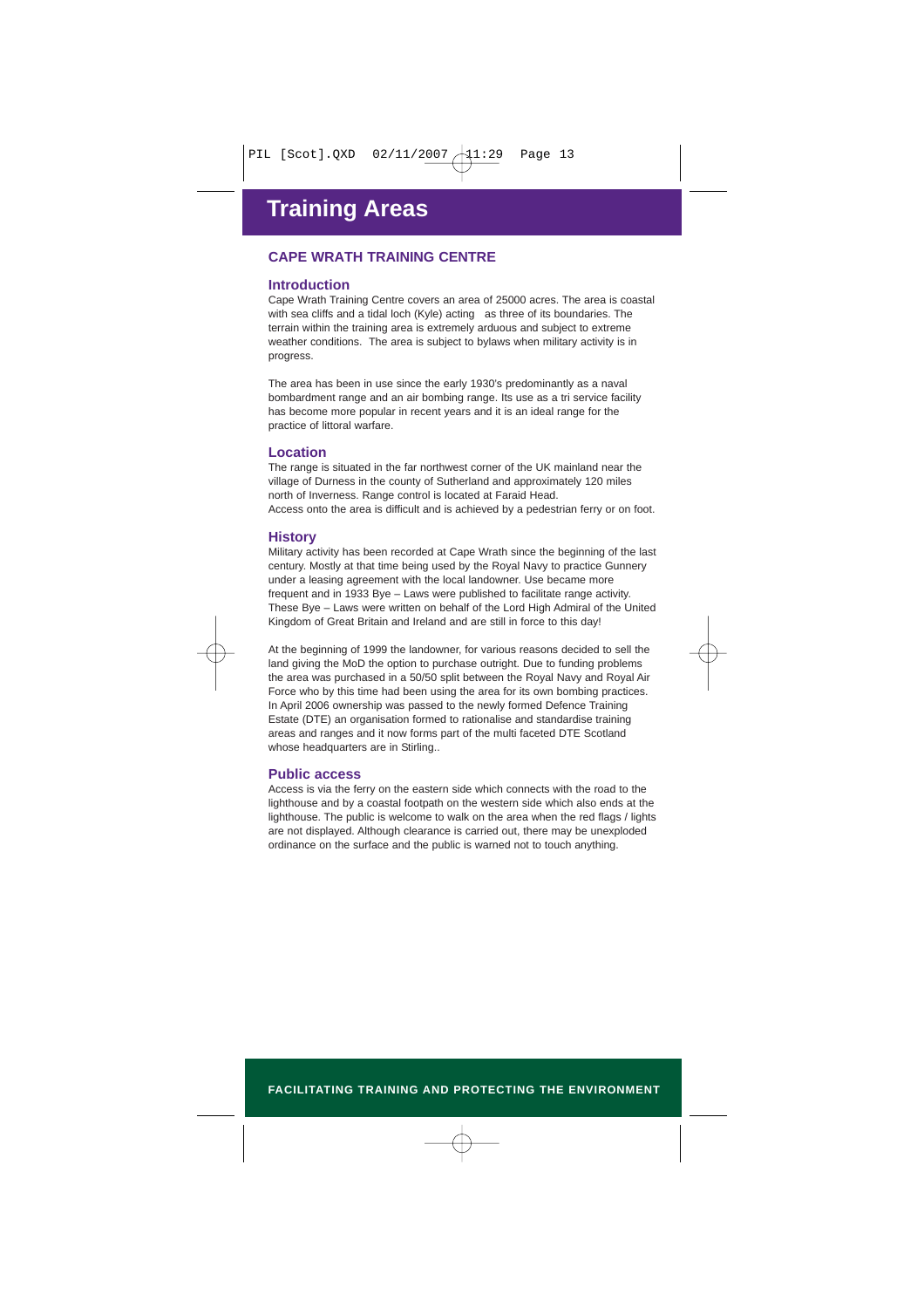# Training Areas

## CAPE WRATH TRAINING CENTRE

### Introduction

Cape Wrath Training Centre covers an area of 25000 acres. The area is coastal with sea cliffs and a tidal loch (Kyle) acting as three of its boundaries. The terrain within the training area is extremely arduous and subject to extreme weather conditions. The area is subject to bylaws when military activity is in progress.

The area has been in use since the early 1930's predominantly as a naval bombardment range and an air bombing range. Its use as a tri service facility has become more popular in recent years and it is an ideal range for the practice of littoral warfare.

### Location

The range is situated in the far northwest corner of the UK mainland near the village of Durness in the county of Sutherland and approximately 120 miles north of Inverness. Range control is located at Faraid Head.
Access onto the area is difficult and is achieved by a pedestrian ferry or on foot.

### History

Military activity has been recorded at Cape Wrath since the beginning of the last century. Mostly at that time being used by the Royal Navy to practice Gunnery under a leasing agreement with the local landowner. Use became more frequent and in 1933 Bye – Laws were published to facilitate range activity. These Bye – Laws were written on behalf of the Lord High Admiral of the United Kingdom of Great Britain and Ireland and are still in force to this day!

At the beginning of 1999 the landowner, for various reasons decided to sell the land giving the MoD the option to purchase outright. Due to funding problems the area was purchased in a 50/50 split between the Royal Navy and Royal Air Force who by this time had been using the area for its own bombing practices. In April 2006 ownership was passed to the newly formed Defence Training Estate (DTE) an organisation formed to rationalise and standardise training areas and ranges and it now forms part of the multi faceted DTE Scotland whose headquarters are in Stirling..

### Public access

Access is via the ferry on the eastern side which connects with the road to the lighthouse and by a coastal footpath on the western side which also ends at the lighthouse. The public is welcome to walk on the area when the red flags / lights are not displayed. Although clearance is carried out, there may be unexploded ordinance on the surface and the public is warned not to touch anything.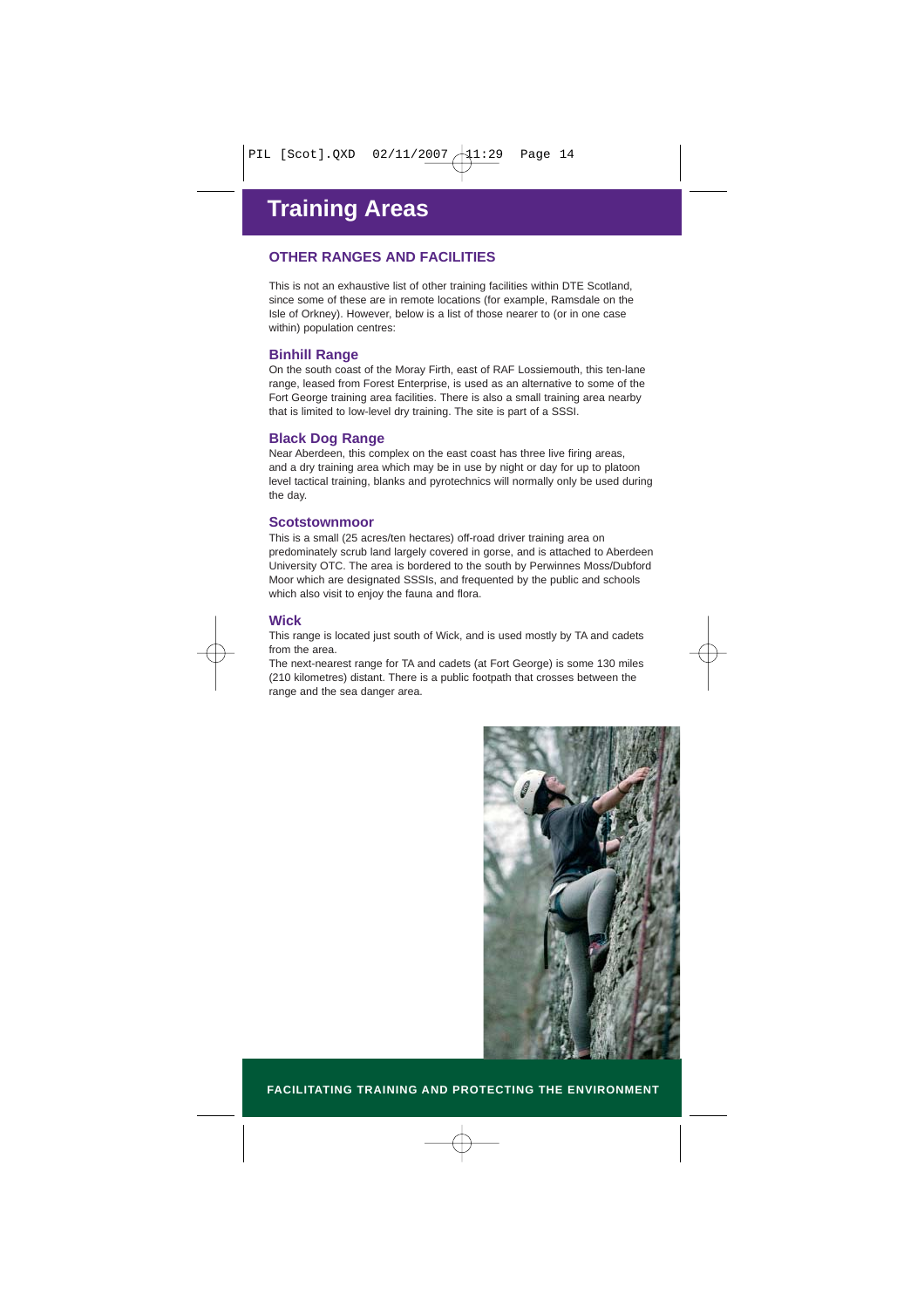# Training Areas

## OTHER RANGES AND FACILITIES

This is not an exhaustive list of other training facilities within DTE Scotland, since some of these are in remote locations (for example, Ramsdale on the Isle of Orkney). However, below is a list of those nearer to (or in one case within) population centres:

### Binhill Range

On the south coast of the Moray Firth, east of RAF Lossiemouth, this ten-lane range, leased from Forest Enterprise, is used as an alternative to some of the Fort George training area facilities. There is also a small training area nearby that is limited to low-level dry training. The site is part of a SSSI.

### Black Dog Range

Near Aberdeen, this complex on the east coast has three live firing areas, and a dry training area which may be in use by night or day for up to platoon level tactical training, blanks and pyrotechnics will normally only be used during the day.

### Scotstownmoor

This is a small (25 acres/ten hectares) off-road driver training area on predominately scrub land largely covered in gorse, and is attached to Aberdeen University OTC. The area is bordered to the south by Perwinnes Moss/Dubford Moor which are designated SSSIs, and frequented by the public and schools which also visit to enjoy the fauna and flora.

### Wick

This range is located just south of Wick, and is used mostly by TA and cadets from the area.

The next-nearest range for TA and cadets (at Fort George) is some 130 miles (210 kilometres) distant. There is a public footpath that crosses between the range and the sea danger area.

**FACILITATING TRAINING AND PROTECTING THE ENVIRONMENT**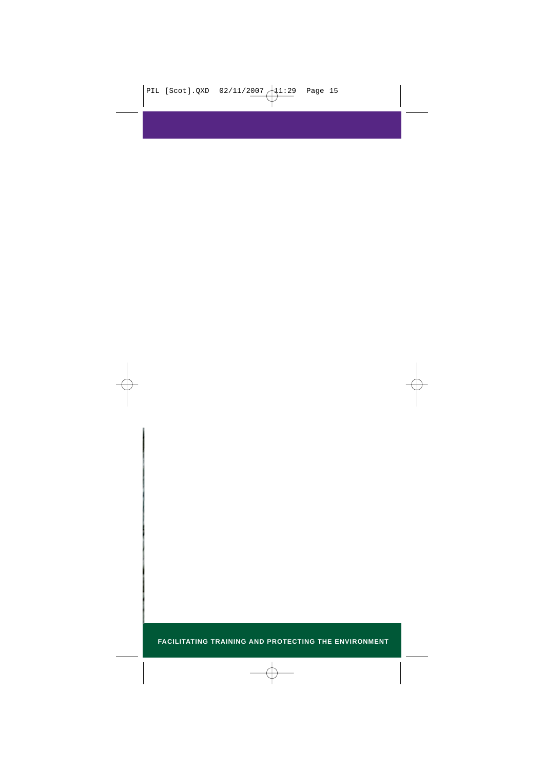FACILITATING TRAINING AND PROTECTING THE ENVIRONMENT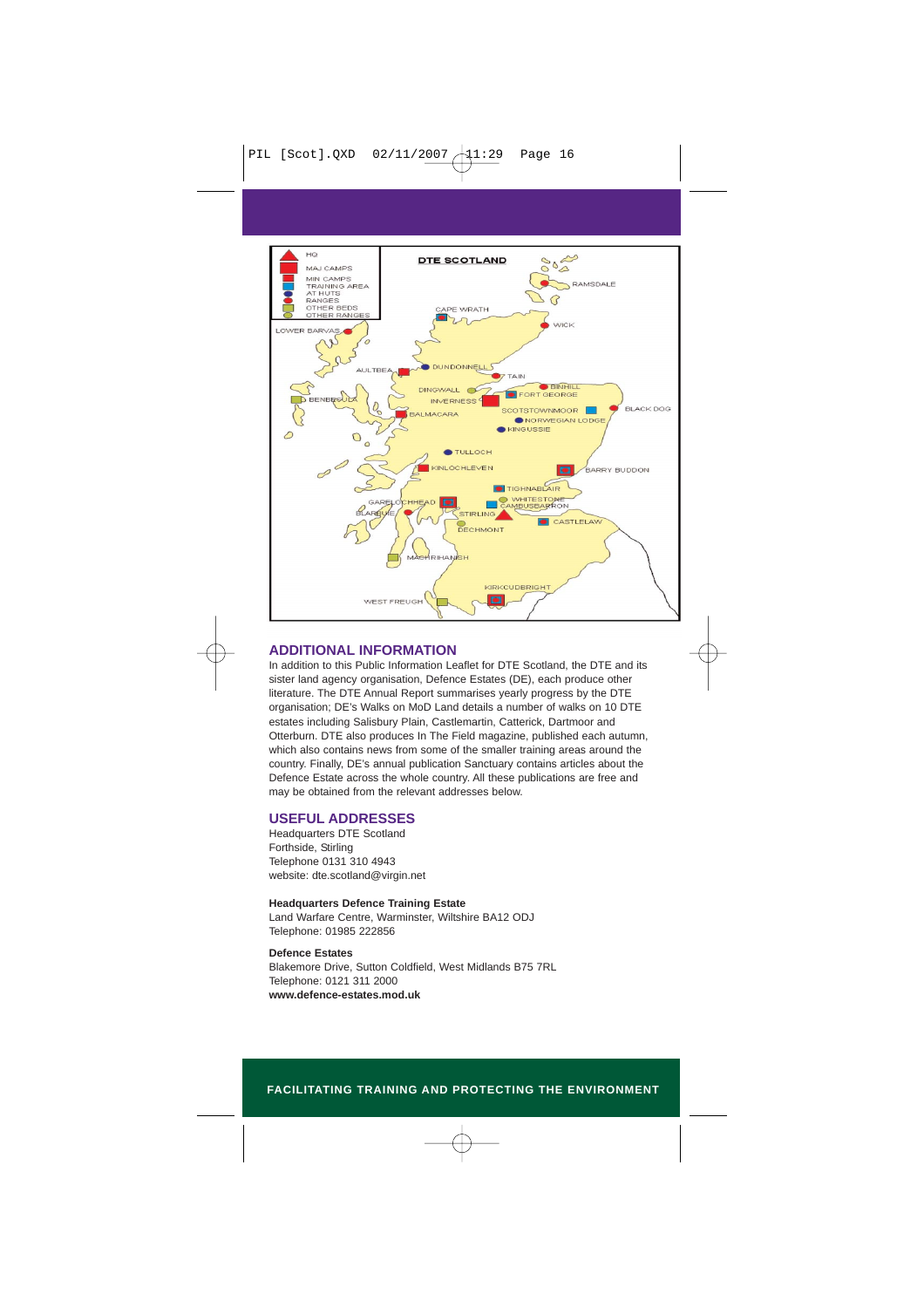DTE SCOTLAND

HQ
MAJ CAMPS
MIN CAMPS
TRAINING AREA
AT HUTS
RANGES
OTHER BEDS
OTHER RANGES

RAMSDALE
CAPE WRATH
WICK
LOWER BARVAS
AULTBEA
DUNDONNELL
TAIN
BINHILL
DINGWALL
FORT GEORGE
INVERNESS
BENBECULA
BLACK DOG
SCOTSTOWNMOOR
BALMACARA
NORWEGIAN LODGE
KINGUSSIE
TULLOCH
KINLOCHLEVEN
BARRY BUDDON
TIGHNABLAIR
WHITESTONE
CAMBUSBARRON
GARELOCHHEAD
GLAREQUE
STIRLING
CASTLELAW
DECHMONT
MACHRIHANISH
KIRKCUDBRIGHT
WEST FREUGH

## ADDITIONAL INFORMATION

In addition to this Public Information Leaflet for DTE Scotland, the DTE and its sister land agency organisation, Defence Estates (DE), each produce other literature. The DTE Annual Report summarises yearly progress by the DTE organisation; DE's Walks on MoD Land details a number of walks on 10 DTE estates including Salisbury Plain, Castlemartin, Catterick, Dartmoor and Otterburn. DTE also produces In The Field magazine, published each autumn, which also contains news from some of the smaller training areas around the country. Finally, DE's annual publication Sanctuary contains articles about the Defence Estate across the whole country. All these publications are free and may be obtained from the relevant addresses below.

## USEFUL ADDRESSES

Headquarters DTE Scotland
Forthside, Stirling
Telephone 0131 310 4943
website: dte.scotland@virgin.net

**Headquarters Defence Training Estate**
Land Warfare Centre, Warminster, Wiltshire BA12 ODJ
Telephone: 01985 222856

**Defence Estates**
Blakemore Drive, Sutton Coldfield, West Midlands B75 7RL
Telephone: 0121 311 2000
**www.defence-estates.mod.uk**

**FACILITATING TRAINING AND PROTECTING THE ENVIRONMENT**